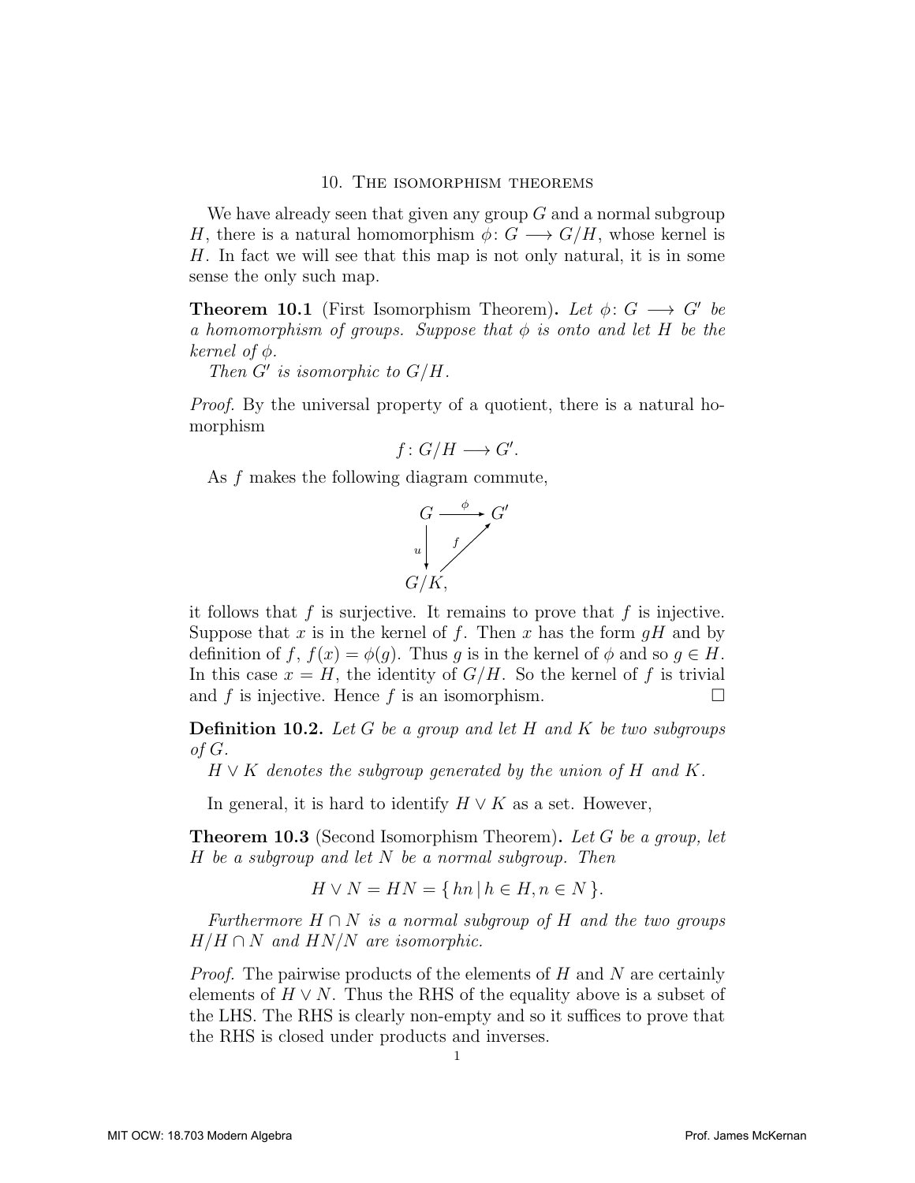## 10. The isomorphism theorems

We have already seen that given any group $G$ and a normal subgroup $H$, there is a natural homomorphism $\phi\colon G \longrightarrow G/H$, whose kernel is $H$. In fact we will see that this map is not only natural, it is in some sense the only such map.

**Theorem 10.1** (First Isomorphism Theorem)**.** *Let $\phi\colon G \longrightarrow G'$ be a homomorphism of groups. Suppose that $\phi$ is onto and let $H$ be the kernel of $\phi$.*

*Then $G'$ is isomorphic to $G/H$.*

*Proof.* By the universal property of a quotient, there is a natural homomorphism

$$f\colon G/H \longrightarrow G'.$$

As $f$ makes the following diagram commute,

$$\begin{array}{ccc} G & \xrightarrow{\ \phi\ } & G' \\ {\scriptstyle u}\big\downarrow & \nearrow{\scriptstyle f} & \\ G/K, & & \end{array}$$

it follows that $f$ is surjective. It remains to prove that $f$ is injective. Suppose that $x$ is in the kernel of $f$. Then $x$ has the form $gH$ and by definition of $f$, $f(x) = \phi(g)$. Thus $g$ is in the kernel of $\phi$ and so $g \in H$. In this case $x = H$, the identity of $G/H$. So the kernel of $f$ is trivial and $f$ is injective. Hence $f$ is an isomorphism. $\square$

**Definition 10.2.** *Let $G$ be a group and let $H$ and $K$ be two subgroups of $G$.*

*$H \vee K$ denotes the subgroup generated by the union of $H$ and $K$.*

In general, it is hard to identify $H \vee K$ as a set. However,

**Theorem 10.3** (Second Isomorphism Theorem)**.** *Let $G$ be a group, let $H$ be a subgroup and let $N$ be a normal subgroup. Then*

$$H \vee N = HN = \{\, hn \mid h \in H, n \in N \,\}.$$

*Furthermore $H \cap N$ is a normal subgroup of $H$ and the two groups $H/H \cap N$ and $HN/N$ are isomorphic.*

*Proof.* The pairwise products of the elements of $H$ and $N$ are certainly elements of $H \vee N$. Thus the RHS of the equality above is a subset of the LHS. The RHS is clearly non-empty and so it suffices to prove that the RHS is closed under products and inverses.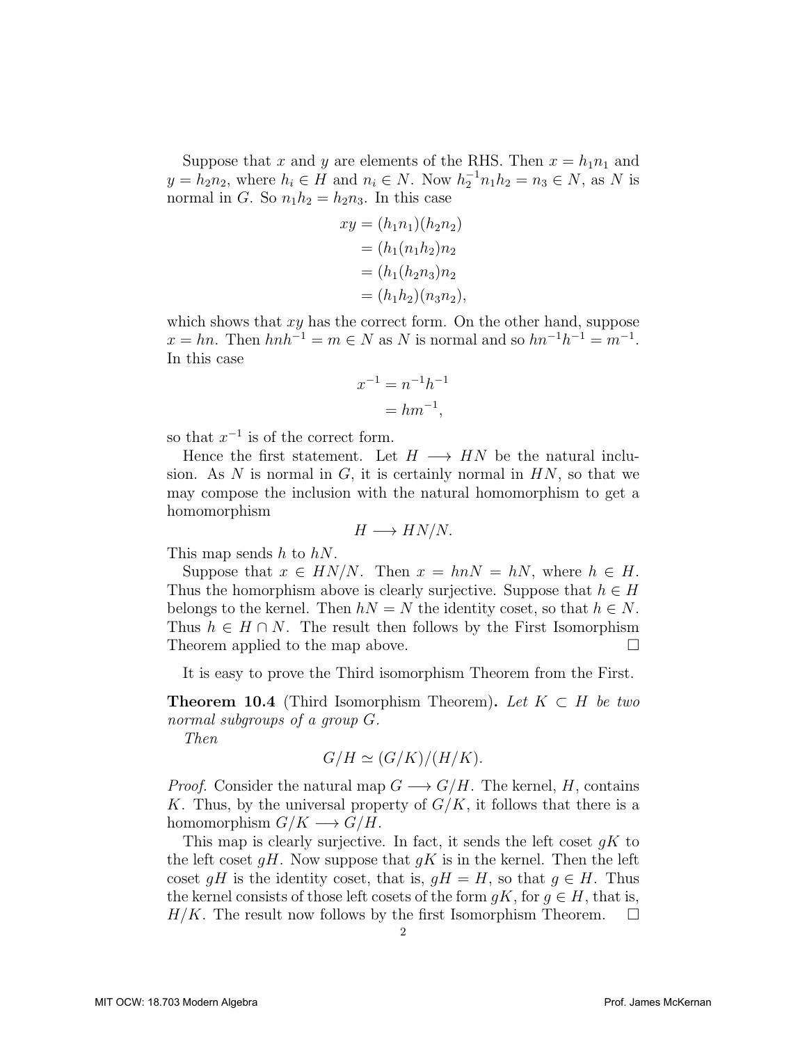Suppose that $x$ and $y$ are elements of the RHS. Then $x = h_1 n_1$ and $y = h_2 n_2$, where $h_i \in H$ and $n_i \in N$. Now $h_2^{-1} n_1 h_2 = n_3 \in N$, as $N$ is normal in $G$. So $n_1 h_2 = h_2 n_3$. In this case

$$
\begin{aligned}
xy &= (h_1 n_1)(h_2 n_2) \\
&= (h_1 (n_1 h_2) n_2 \\
&= (h_1 (h_2 n_3) n_2 \\
&= (h_1 h_2)(n_3 n_2),
\end{aligned}
$$

which shows that $xy$ has the correct form. On the other hand, suppose $x = hn$. Then $hnh^{-1} = m \in N$ as $N$ is normal and so $hn^{-1}h^{-1} = m^{-1}$. In this case

$$
\begin{aligned}
x^{-1} &= n^{-1} h^{-1} \\
&= hm^{-1},
\end{aligned}
$$

so that $x^{-1}$ is of the correct form.

Hence the first statement. Let $H \longrightarrow HN$ be the natural inclusion. As $N$ is normal in $G$, it is certainly normal in $HN$, so that we may compose the inclusion with the natural homomorphism to get a homomorphism

$$H \longrightarrow HN/N.$$

This map sends $h$ to $hN$.

Suppose that $x \in HN/N$. Then $x = hnN = hN$, where $h \in H$. Thus the homorphism above is clearly surjective. Suppose that $h \in H$ belongs to the kernel. Then $hN = N$ the identity coset, so that $h \in N$. Thus $h \in H \cap N$. The result then follows by the First Isomorphism Theorem applied to the map above. □

It is easy to prove the Third isomorphism Theorem from the First.

**Theorem 10.4** (Third Isomorphism Theorem). *Let $K \subset H$ be two normal subgroups of a group $G$.*

*Then*

$$G/H \simeq (G/K)/(H/K).$$

*Proof.* Consider the natural map $G \longrightarrow G/H$. The kernel, $H$, contains $K$. Thus, by the universal property of $G/K$, it follows that there is a homomorphism $G/K \longrightarrow G/H$.

This map is clearly surjective. In fact, it sends the left coset $gK$ to the left coset $gH$. Now suppose that $gK$ is in the kernel. Then the left coset $gH$ is the identity coset, that is, $gH = H$, so that $g \in H$. Thus the kernel consists of those left cosets of the form $gK$, for $g \in H$, that is, $H/K$. The result now follows by the first Isomorphism Theorem. □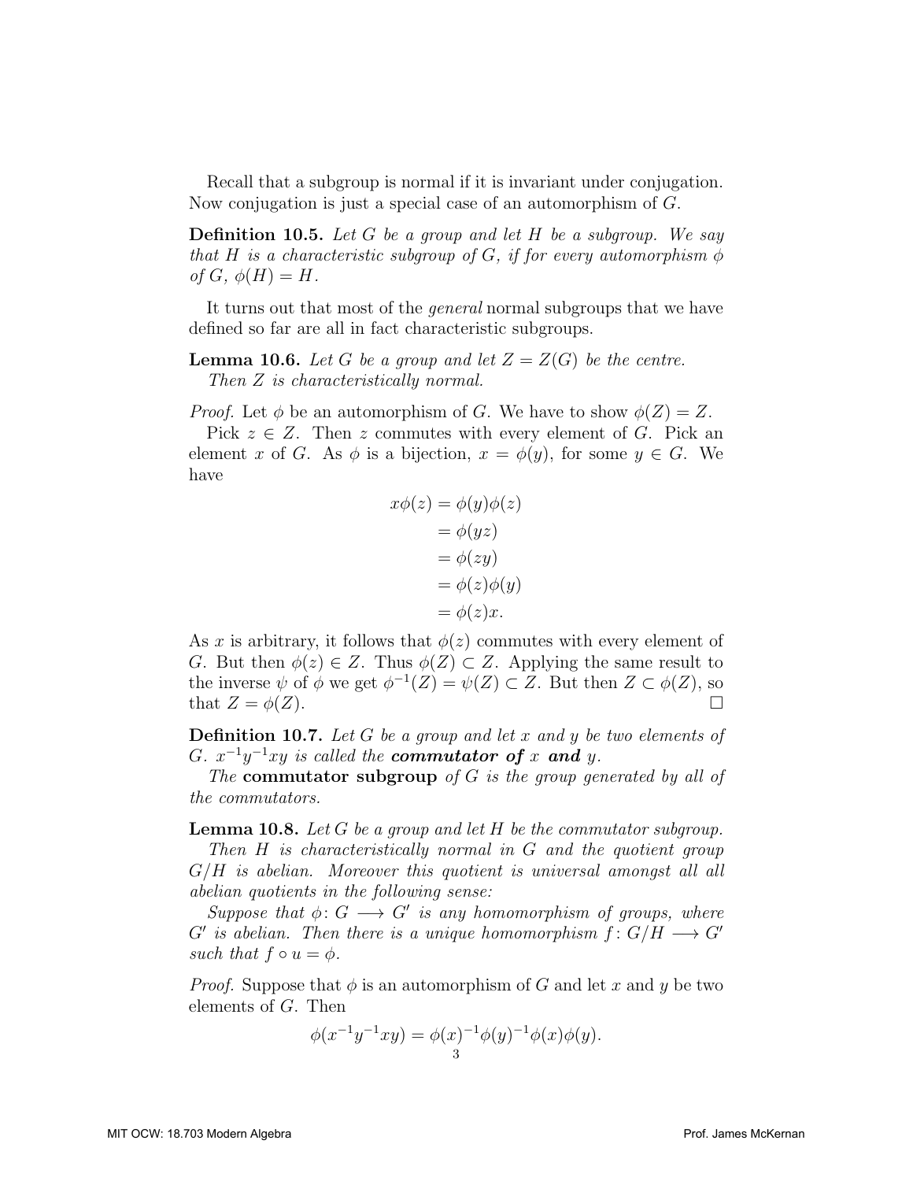Recall that a subgroup is normal if it is invariant under conjugation. Now conjugation is just a special case of an automorphism of $G$.

**Definition 10.5.** *Let $G$ be a group and let $H$ be a subgroup. We say that $H$ is a characteristic subgroup of $G$, if for every automorphism $\phi$ of $G$, $\phi(H) = H$.*

It turns out that most of the *general* normal subgroups that we have defined so far are all in fact characteristic subgroups.

**Lemma 10.6.** *Let $G$ be a group and let $Z = Z(G)$ be the centre.*
*Then $Z$ is characteristically normal.*

*Proof.* Let $\phi$ be an automorphism of $G$. We have to show $\phi(Z) = Z$.

Pick $z \in Z$. Then $z$ commutes with every element of $G$. Pick an element $x$ of $G$. As $\phi$ is a bijection, $x = \phi(y)$, for some $y \in G$. We have

$$\begin{aligned} x\phi(z) &= \phi(y)\phi(z) \\ &= \phi(yz) \\ &= \phi(zy) \\ &= \phi(z)\phi(y) \\ &= \phi(z)x. \end{aligned}$$

As $x$ is arbitrary, it follows that $\phi(z)$ commutes with every element of $G$. But then $\phi(z) \in Z$. Thus $\phi(Z) \subset Z$. Applying the same result to the inverse $\psi$ of $\phi$ we get $\phi^{-1}(Z) = \psi(Z) \subset Z$. But then $Z \subset \phi(Z)$, so that $Z = \phi(Z)$. $\square$

**Definition 10.7.** *Let $G$ be a group and let $x$ and $y$ be two elements of $G$. $x^{-1}y^{-1}xy$ is called the **commutator of** $x$ **and** $y$.*

*The* **commutator subgroup** *of $G$ is the group generated by all of the commutators.*

**Lemma 10.8.** *Let $G$ be a group and let $H$ be the commutator subgroup.*
*Then $H$ is characteristically normal in $G$ and the quotient group $G/H$ is abelian. Moreover this quotient is universal amongst all all abelian quotients in the following sense:*

*Suppose that $\phi\colon G \longrightarrow G'$ is any homomorphism of groups, where $G'$ is abelian. Then there is a unique homomorphism $f\colon G/H \longrightarrow G'$ such that $f \circ u = \phi$.*

*Proof.* Suppose that $\phi$ is an automorphism of $G$ and let $x$ and $y$ be two elements of $G$. Then

$$\phi(x^{-1}y^{-1}xy) = \phi(x)^{-1}\phi(y)^{-1}\phi(x)\phi(y).$$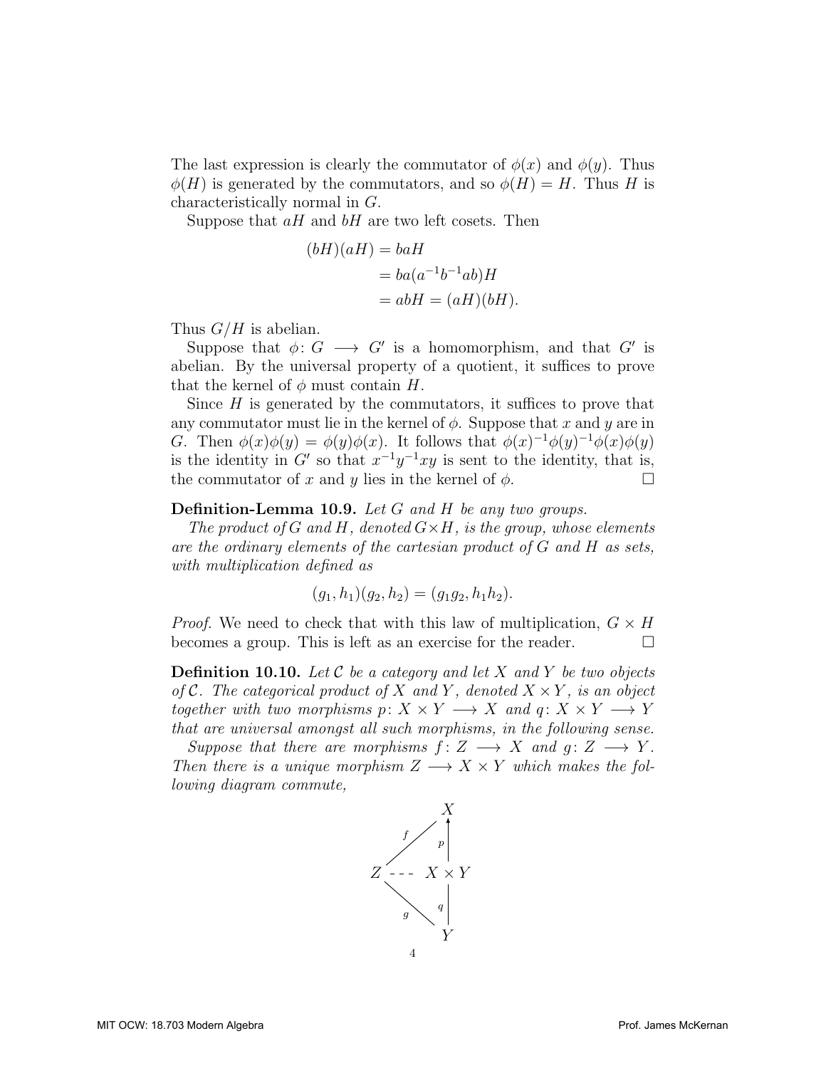The last expression is clearly the commutator of $\phi(x)$ and $\phi(y)$. Thus $\phi(H)$ is generated by the commutators, and so $\phi(H) = H$. Thus $H$ is characteristically normal in $G$.

Suppose that $aH$ and $bH$ are two left cosets. Then

$$
\begin{aligned}
(bH)(aH) &= baH \\
&= ba(a^{-1}b^{-1}ab)H \\
&= abH = (aH)(bH).
\end{aligned}
$$

Thus $G/H$ is abelian.

Suppose that $\phi\colon G \longrightarrow G'$ is a homomorphism, and that $G'$ is abelian. By the universal property of a quotient, it suffices to prove that the kernel of $\phi$ must contain $H$.

Since $H$ is generated by the commutators, it suffices to prove that any commutator must lie in the kernel of $\phi$. Suppose that $x$ and $y$ are in $G$. Then $\phi(x)\phi(y) = \phi(y)\phi(x)$. It follows that $\phi(x)^{-1}\phi(y)^{-1}\phi(x)\phi(y)$ is the identity in $G'$ so that $x^{-1}y^{-1}xy$ is sent to the identity, that is, the commutator of $x$ and $y$ lies in the kernel of $\phi$. □

**Definition-Lemma 10.9.** *Let $G$ and $H$ be any two groups.*

*The product of $G$ and $H$, denoted $G \times H$, is the group, whose elements are the ordinary elements of the cartesian product of $G$ and $H$ as sets, with multiplication defined as*

$$(g_1, h_1)(g_2, h_2) = (g_1 g_2, h_1 h_2).$$

*Proof.* We need to check that with this law of multiplication, $G \times H$ becomes a group. This is left as an exercise for the reader. □

**Definition 10.10.** *Let $\mathcal{C}$ be a category and let $X$ and $Y$ be two objects of $\mathcal{C}$. The categorical product of $X$ and $Y$, denoted $X \times Y$, is an object together with two morphisms $p\colon X \times Y \longrightarrow X$ and $q\colon X \times Y \longrightarrow Y$ that are universal amongst all such morphisms, in the following sense.*

*Suppose that there are morphisms $f\colon Z \longrightarrow X$ and $g\colon Z \longrightarrow Y$. Then there is a unique morphism $Z \longrightarrow X \times Y$ which makes the following diagram commute,*

$$
\begin{array}{ccc}
 & & X \\
 & \overset{f}{\nearrow} & \uparrow p \\
Z & \dashrightarrow & X \times Y \\
 & \underset{g}{\searrow} & \downarrow q \\
 & & Y
\end{array}
$$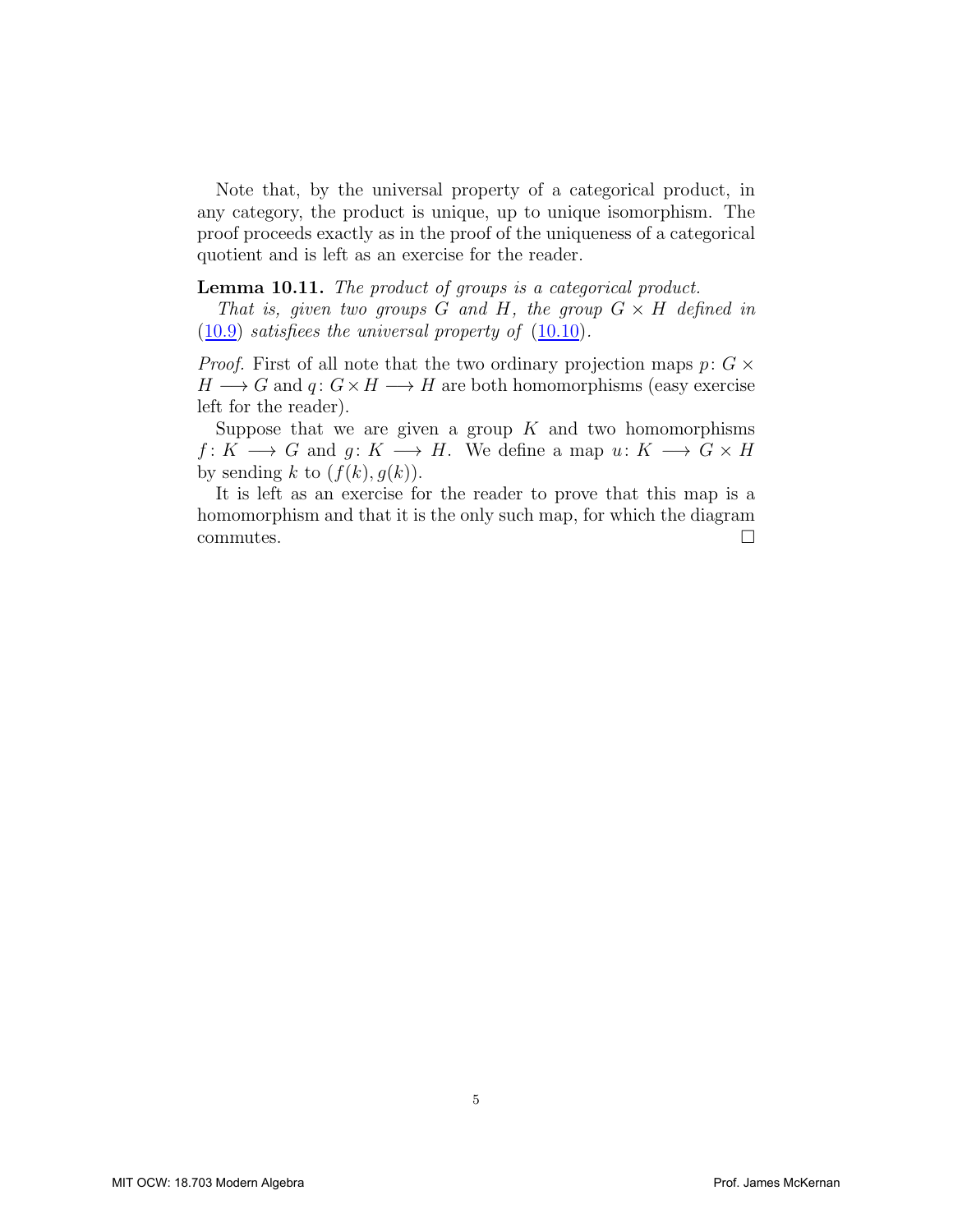Note that, by the universal property of a categorical product, in any category, the product is unique, up to unique isomorphism. The proof proceeds exactly as in the proof of the uniqueness of a categorical quotient and is left as an exercise for the reader.

**Lemma 10.11.** *The product of groups is a categorical product.*

*That is, given two groups $G$ and $H$, the group $G \times H$ defined in (10.9) satisfiees the universal property of (10.10).*

*Proof.* First of all note that the two ordinary projection maps $p \colon G \times H \longrightarrow G$ and $q \colon G \times H \longrightarrow H$ are both homomorphisms (easy exercise left for the reader).

Suppose that we are given a group $K$ and two homomorphisms $f \colon K \longrightarrow G$ and $g \colon K \longrightarrow H$. We define a map $u \colon K \longrightarrow G \times H$ by sending $k$ to $(f(k), g(k))$.

It is left as an exercise for the reader to prove that this map is a homomorphism and that it is the only such map, for which the diagram commutes. □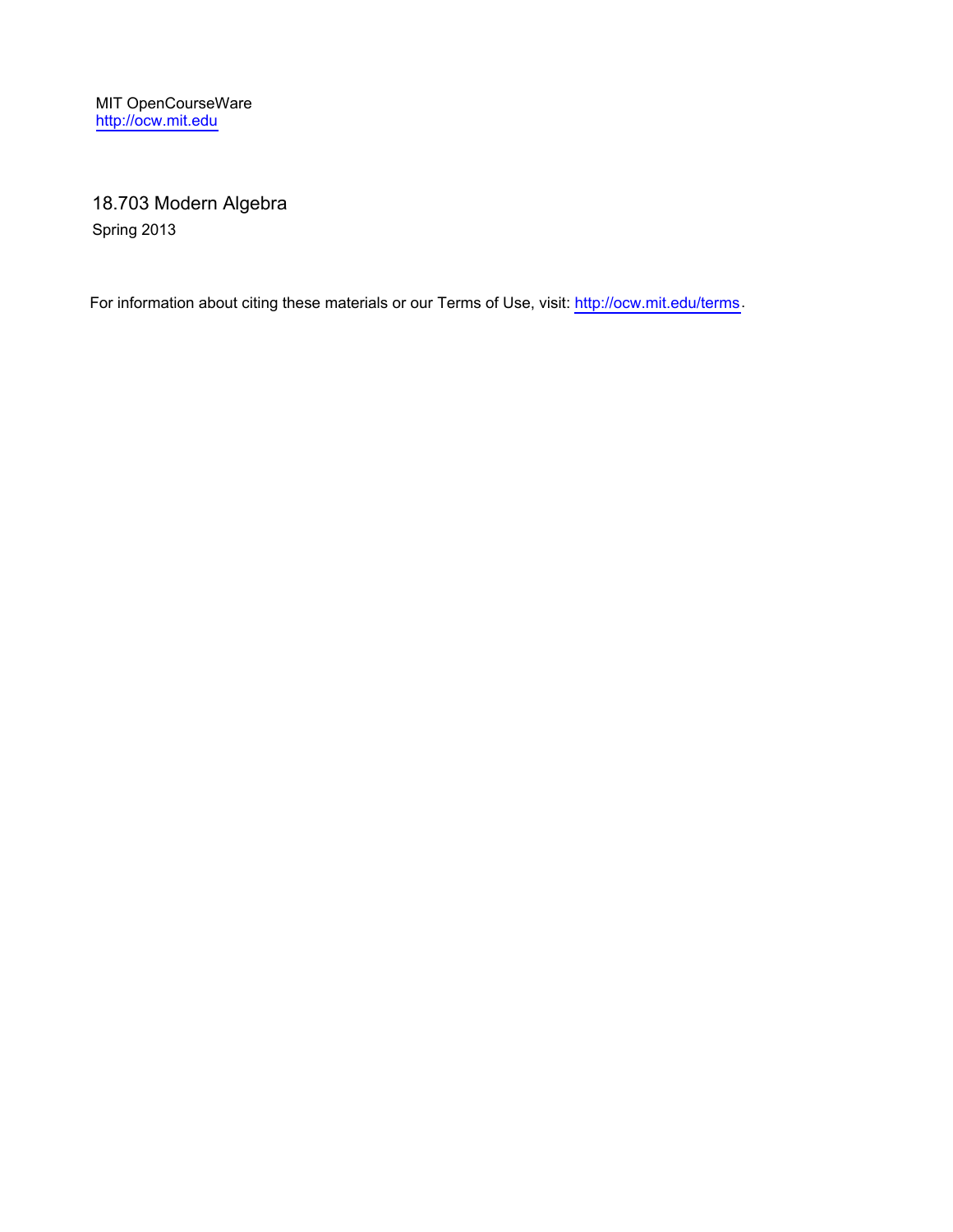MIT OpenCourseWare
http://ocw.mit.edu

18.703 Modern Algebra
Spring 2013

For information about citing these materials or our Terms of Use, visit: http://ocw.mit.edu/terms.